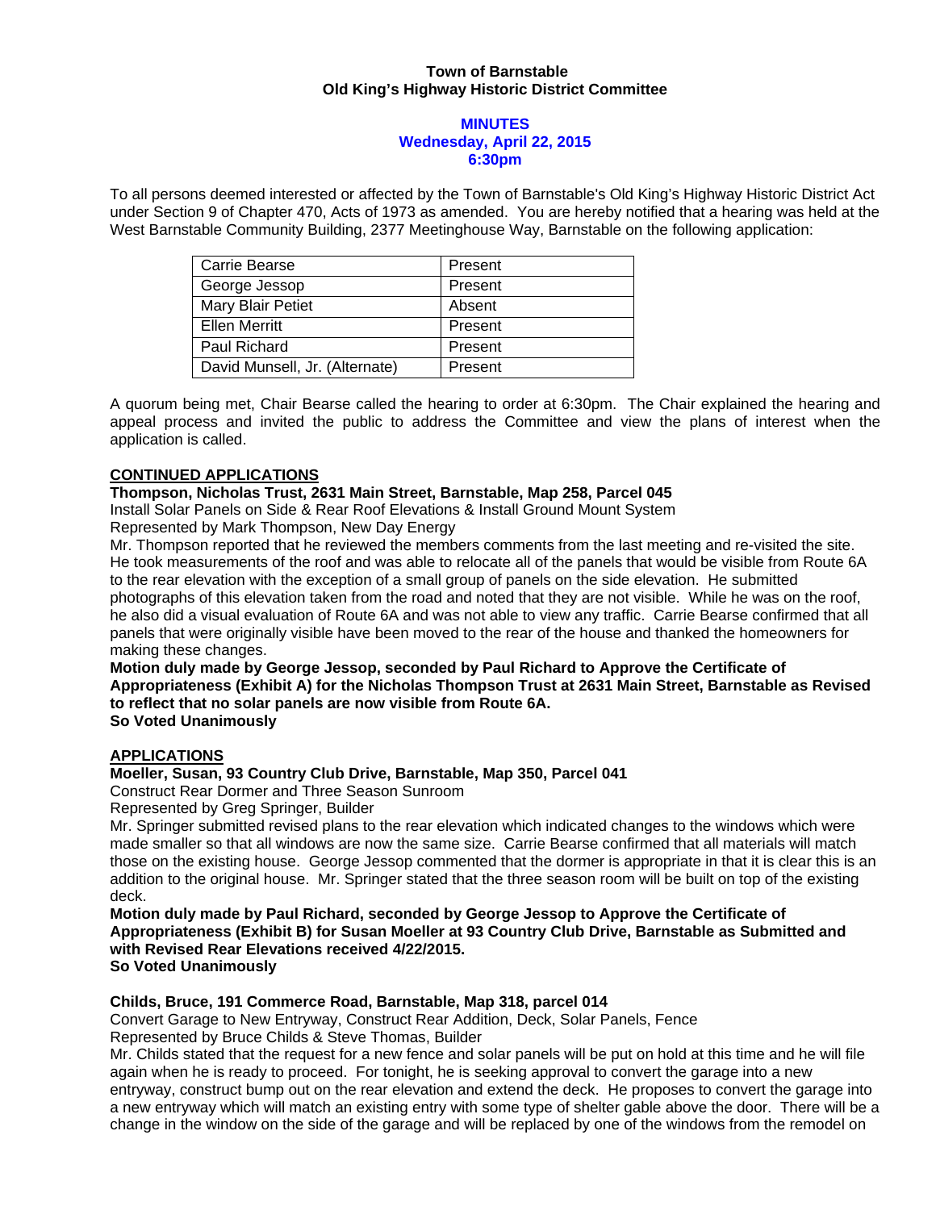**Town of Barnstable**
**Old King's Highway Historic District Committee**

**MINUTES**
**Wednesday, April 22, 2015**
**6:30pm**

To all persons deemed interested or affected by the Town of Barnstable's Old King's Highway Historic District Act under Section 9 of Chapter 470, Acts of 1973 as amended. You are hereby notified that a hearing was held at the West Barnstable Community Building, 2377 Meetinghouse Way, Barnstable on the following application:

| Carrie Bearse | Present |
|---|---|
| George Jessop | Present |
| Mary Blair Petiet | Absent |
| Ellen Merritt | Present |
| Paul Richard | Present |
| David Munsell, Jr. (Alternate) | Present |

A quorum being met, Chair Bearse called the hearing to order at 6:30pm. The Chair explained the hearing and appeal process and invited the public to address the Committee and view the plans of interest when the application is called.

**CONTINUED APPLICATIONS**

**Thompson, Nicholas Trust, 2631 Main Street, Barnstable, Map 258, Parcel 045**
Install Solar Panels on Side & Rear Roof Elevations & Install Ground Mount System
Represented by Mark Thompson, New Day Energy
Mr. Thompson reported that he reviewed the members comments from the last meeting and re-visited the site. He took measurements of the roof and was able to relocate all of the panels that would be visible from Route 6A to the rear elevation with the exception of a small group of panels on the side elevation. He submitted photographs of this elevation taken from the road and noted that they are not visible. While he was on the roof, he also did a visual evaluation of Route 6A and was not able to view any traffic. Carrie Bearse confirmed that all panels that were originally visible have been moved to the rear of the house and thanked the homeowners for making these changes.
**Motion duly made by George Jessop, seconded by Paul Richard to Approve the Certificate of Appropriateness (Exhibit A) for the Nicholas Thompson Trust at 2631 Main Street, Barnstable as Revised to reflect that no solar panels are now visible from Route 6A.**
**So Voted Unanimously**

**APPLICATIONS**

**Moeller, Susan, 93 Country Club Drive, Barnstable, Map 350, Parcel 041**
Construct Rear Dormer and Three Season Sunroom
Represented by Greg Springer, Builder
Mr. Springer submitted revised plans to the rear elevation which indicated changes to the windows which were made smaller so that all windows are now the same size. Carrie Bearse confirmed that all materials will match those on the existing house. George Jessop commented that the dormer is appropriate in that it is clear this is an addition to the original house. Mr. Springer stated that the three season room will be built on top of the existing deck.
**Motion duly made by Paul Richard, seconded by George Jessop to Approve the Certificate of Appropriateness (Exhibit B) for Susan Moeller at 93 Country Club Drive, Barnstable as Submitted and with Revised Rear Elevations received 4/22/2015.**
**So Voted Unanimously**

**Childs, Bruce, 191 Commerce Road, Barnstable, Map 318, parcel 014**
Convert Garage to New Entryway, Construct Rear Addition, Deck, Solar Panels, Fence
Represented by Bruce Childs & Steve Thomas, Builder
Mr. Childs stated that the request for a new fence and solar panels will be put on hold at this time and he will file again when he is ready to proceed. For tonight, he is seeking approval to convert the garage into a new entryway, construct bump out on the rear elevation and extend the deck. He proposes to convert the garage into a new entryway which will match an existing entry with some type of shelter gable above the door. There will be a change in the window on the side of the garage and will be replaced by one of the windows from the remodel on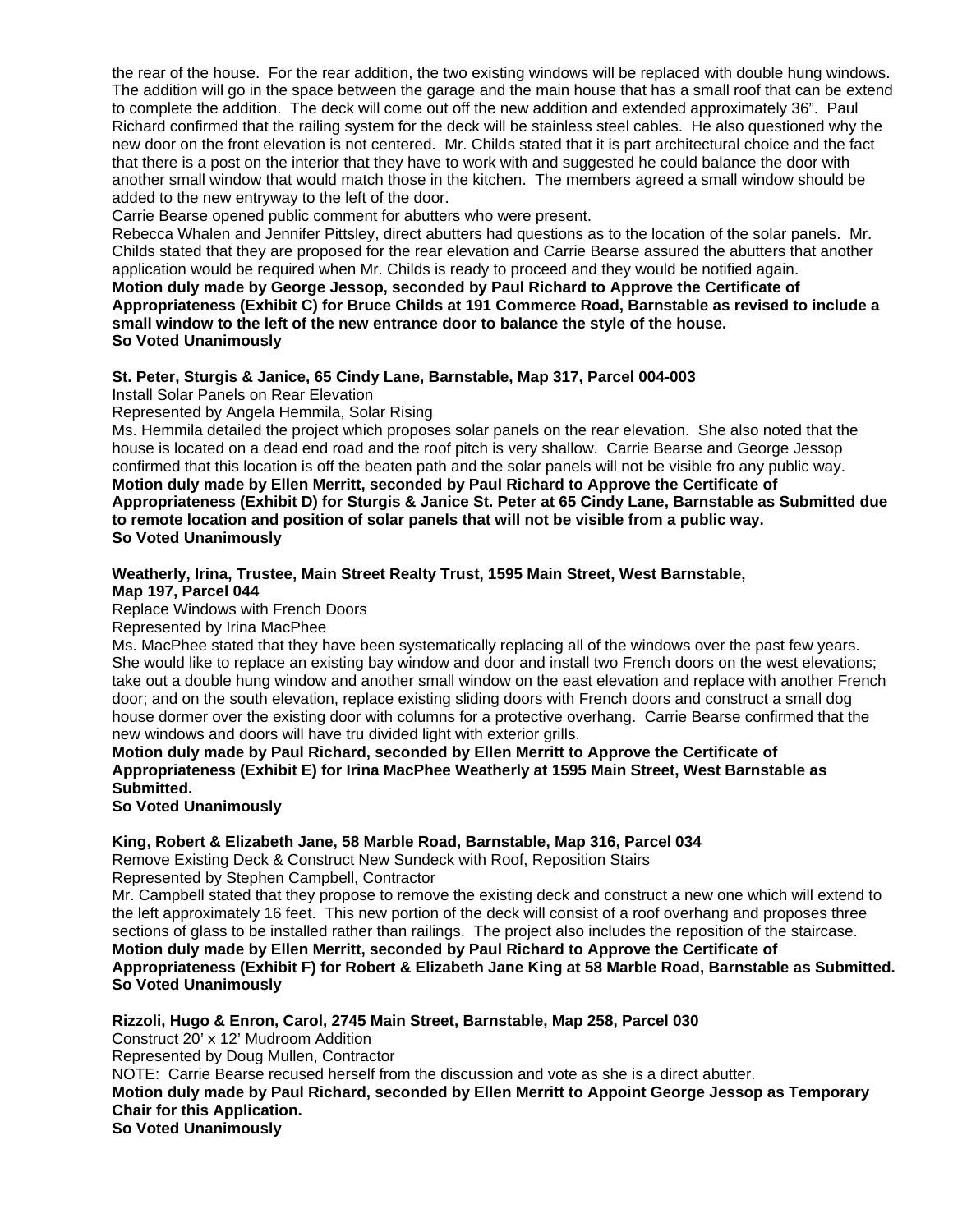the rear of the house. For the rear addition, the two existing windows will be replaced with double hung windows. The addition will go in the space between the garage and the main house that has a small roof that can be extend to complete the addition. The deck will come out off the new addition and extended approximately 36". Paul Richard confirmed that the railing system for the deck will be stainless steel cables. He also questioned why the new door on the front elevation is not centered. Mr. Childs stated that it is part architectural choice and the fact that there is a post on the interior that they have to work with and suggested he could balance the door with another small window that would match those in the kitchen. The members agreed a small window should be added to the new entryway to the left of the door.

Carrie Bearse opened public comment for abutters who were present.

Rebecca Whalen and Jennifer Pittsley, direct abutters had questions as to the location of the solar panels. Mr. Childs stated that they are proposed for the rear elevation and Carrie Bearse assured the abutters that another application would be required when Mr. Childs is ready to proceed and they would be notified again.

**Motion duly made by George Jessop, seconded by Paul Richard to Approve the Certificate of Appropriateness (Exhibit C) for Bruce Childs at 191 Commerce Road, Barnstable as revised to include a small window to the left of the new entrance door to balance the style of the house.**
**So Voted Unanimously**

**St. Peter, Sturgis & Janice, 65 Cindy Lane, Barnstable, Map 317, Parcel 004-003**
Install Solar Panels on Rear Elevation
Represented by Angela Hemmila, Solar Rising

Ms. Hemmila detailed the project which proposes solar panels on the rear elevation. She also noted that the house is located on a dead end road and the roof pitch is very shallow. Carrie Bearse and George Jessop confirmed that this location is off the beaten path and the solar panels will not be visible fro any public way.

**Motion duly made by Ellen Merritt, seconded by Paul Richard to Approve the Certificate of Appropriateness (Exhibit D) for Sturgis & Janice St. Peter at 65 Cindy Lane, Barnstable as Submitted due to remote location and position of solar panels that will not be visible from a public way.**
**So Voted Unanimously**

**Weatherly, Irina, Trustee, Main Street Realty Trust, 1595 Main Street, West Barnstable, Map 197, Parcel 044**
Replace Windows with French Doors
Represented by Irina MacPhee

Ms. MacPhee stated that they have been systematically replacing all of the windows over the past few years. She would like to replace an existing bay window and door and install two French doors on the west elevations; take out a double hung window and another small window on the east elevation and replace with another French door; and on the south elevation, replace existing sliding doors with French doors and construct a small dog house dormer over the existing door with columns for a protective overhang. Carrie Bearse confirmed that the new windows and doors will have tru divided light with exterior grills.

**Motion duly made by Paul Richard, seconded by Ellen Merritt to Approve the Certificate of Appropriateness (Exhibit E) for Irina MacPhee Weatherly at 1595 Main Street, West Barnstable as Submitted.**
**So Voted Unanimously**

**King, Robert & Elizabeth Jane, 58 Marble Road, Barnstable, Map 316, Parcel 034**
Remove Existing Deck & Construct New Sundeck with Roof, Reposition Stairs
Represented by Stephen Campbell, Contractor

Mr. Campbell stated that they propose to remove the existing deck and construct a new one which will extend to the left approximately 16 feet. This new portion of the deck will consist of a roof overhang and proposes three sections of glass to be installed rather than railings. The project also includes the reposition of the staircase.

**Motion duly made by Ellen Merritt, seconded by Paul Richard to Approve the Certificate of Appropriateness (Exhibit F) for Robert & Elizabeth Jane King at 58 Marble Road, Barnstable as Submitted.**
**So Voted Unanimously**

**Rizzoli, Hugo & Enron, Carol, 2745 Main Street, Barnstable, Map 258, Parcel 030**
Construct 20' x 12' Mudroom Addition
Represented by Doug Mullen, Contractor

NOTE: Carrie Bearse recused herself from the discussion and vote as she is a direct abutter.

**Motion duly made by Paul Richard, seconded by Ellen Merritt to Appoint George Jessop as Temporary Chair for this Application.**
**So Voted Unanimously**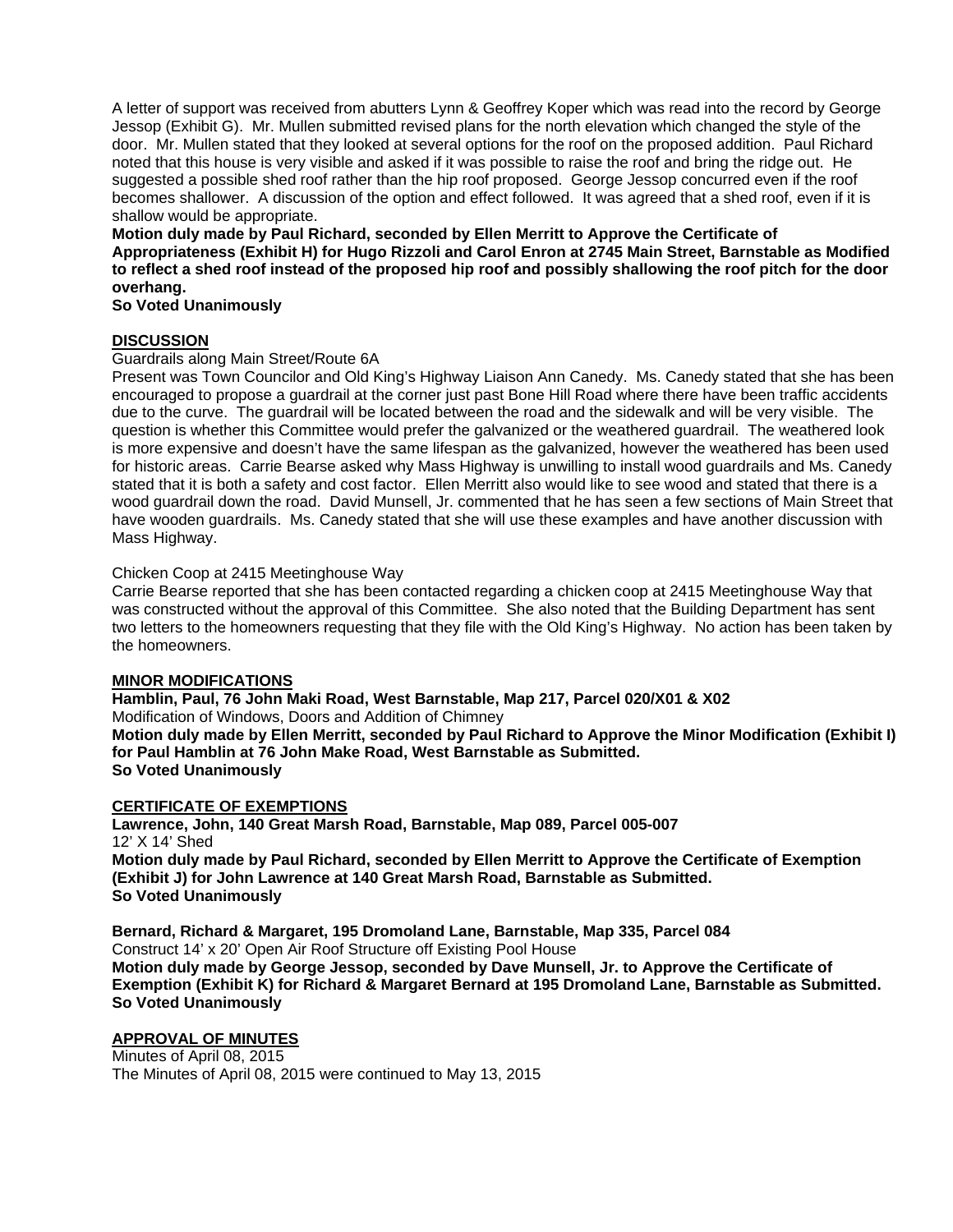A letter of support was received from abutters Lynn & Geoffrey Koper which was read into the record by George Jessop (Exhibit G). Mr. Mullen submitted revised plans for the north elevation which changed the style of the door. Mr. Mullen stated that they looked at several options for the roof on the proposed addition. Paul Richard noted that this house is very visible and asked if it was possible to raise the roof and bring the ridge out. He suggested a possible shed roof rather than the hip roof proposed. George Jessop concurred even if the roof becomes shallower. A discussion of the option and effect followed. It was agreed that a shed roof, even if it is shallow would be appropriate.

**Motion duly made by Paul Richard, seconded by Ellen Merritt to Approve the Certificate of Appropriateness (Exhibit H) for Hugo Rizzoli and Carol Enron at 2745 Main Street, Barnstable as Modified to reflect a shed roof instead of the proposed hip roof and possibly shallowing the roof pitch for the door overhang.**

**So Voted Unanimously**

**DISCUSSION**

Guardrails along Main Street/Route 6A

Present was Town Councilor and Old King's Highway Liaison Ann Canedy. Ms. Canedy stated that she has been encouraged to propose a guardrail at the corner just past Bone Hill Road where there have been traffic accidents due to the curve. The guardrail will be located between the road and the sidewalk and will be very visible. The question is whether this Committee would prefer the galvanized or the weathered guardrail. The weathered look is more expensive and doesn't have the same lifespan as the galvanized, however the weathered has been used for historic areas. Carrie Bearse asked why Mass Highway is unwilling to install wood guardrails and Ms. Canedy stated that it is both a safety and cost factor. Ellen Merritt also would like to see wood and stated that there is a wood guardrail down the road. David Munsell, Jr. commented that he has seen a few sections of Main Street that have wooden guardrails. Ms. Canedy stated that she will use these examples and have another discussion with Mass Highway.

Chicken Coop at 2415 Meetinghouse Way

Carrie Bearse reported that she has been contacted regarding a chicken coop at 2415 Meetinghouse Way that was constructed without the approval of this Committee. She also noted that the Building Department has sent two letters to the homeowners requesting that they file with the Old King's Highway. No action has been taken by the homeowners.

**MINOR MODIFICATIONS**

**Hamblin, Paul, 76 John Maki Road, West Barnstable, Map 217, Parcel 020/X01 & X02**

Modification of Windows, Doors and Addition of Chimney

**Motion duly made by Ellen Merritt, seconded by Paul Richard to Approve the Minor Modification (Exhibit I) for Paul Hamblin at 76 John Make Road, West Barnstable as Submitted.**

**So Voted Unanimously**

**CERTIFICATE OF EXEMPTIONS**

**Lawrence, John, 140 Great Marsh Road, Barnstable, Map 089, Parcel 005-007**

12' X 14' Shed

**Motion duly made by Paul Richard, seconded by Ellen Merritt to Approve the Certificate of Exemption (Exhibit J) for John Lawrence at 140 Great Marsh Road, Barnstable as Submitted.**

**So Voted Unanimously**

**Bernard, Richard & Margaret, 195 Dromoland Lane, Barnstable, Map 335, Parcel 084**

Construct 14' x 20' Open Air Roof Structure off Existing Pool House

**Motion duly made by George Jessop, seconded by Dave Munsell, Jr. to Approve the Certificate of Exemption (Exhibit K) for Richard & Margaret Bernard at 195 Dromoland Lane, Barnstable as Submitted.**

**So Voted Unanimously**

**APPROVAL OF MINUTES**

Minutes of April 08, 2015

The Minutes of April 08, 2015 were continued to May 13, 2015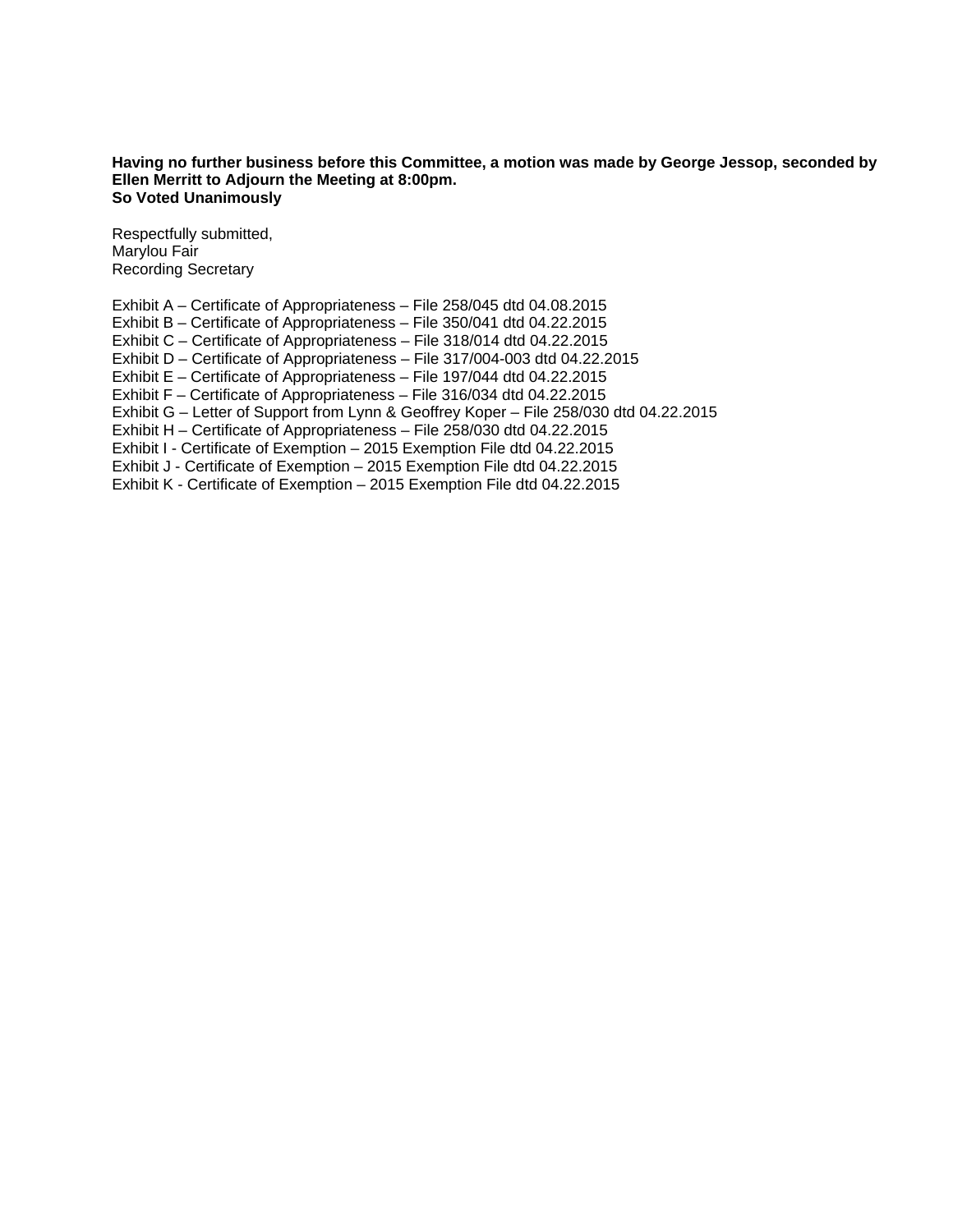**Having no further business before this Committee, a motion was made by George Jessop, seconded by Ellen Merritt to Adjourn the Meeting at 8:00pm.**
**So Voted Unanimously**

Respectfully submitted,
Marylou Fair
Recording Secretary

Exhibit A – Certificate of Appropriateness – File 258/045 dtd 04.08.2015
Exhibit B – Certificate of Appropriateness – File 350/041 dtd 04.22.2015
Exhibit C – Certificate of Appropriateness – File 318/014 dtd 04.22.2015
Exhibit D – Certificate of Appropriateness – File 317/004-003 dtd 04.22.2015
Exhibit E – Certificate of Appropriateness – File 197/044 dtd 04.22.2015
Exhibit F – Certificate of Appropriateness – File 316/034 dtd 04.22.2015
Exhibit G – Letter of Support from Lynn & Geoffrey Koper – File 258/030 dtd 04.22.2015
Exhibit H – Certificate of Appropriateness – File 258/030 dtd 04.22.2015
Exhibit I - Certificate of Exemption – 2015 Exemption File dtd 04.22.2015
Exhibit J - Certificate of Exemption – 2015 Exemption File dtd 04.22.2015
Exhibit K - Certificate of Exemption – 2015 Exemption File dtd 04.22.2015